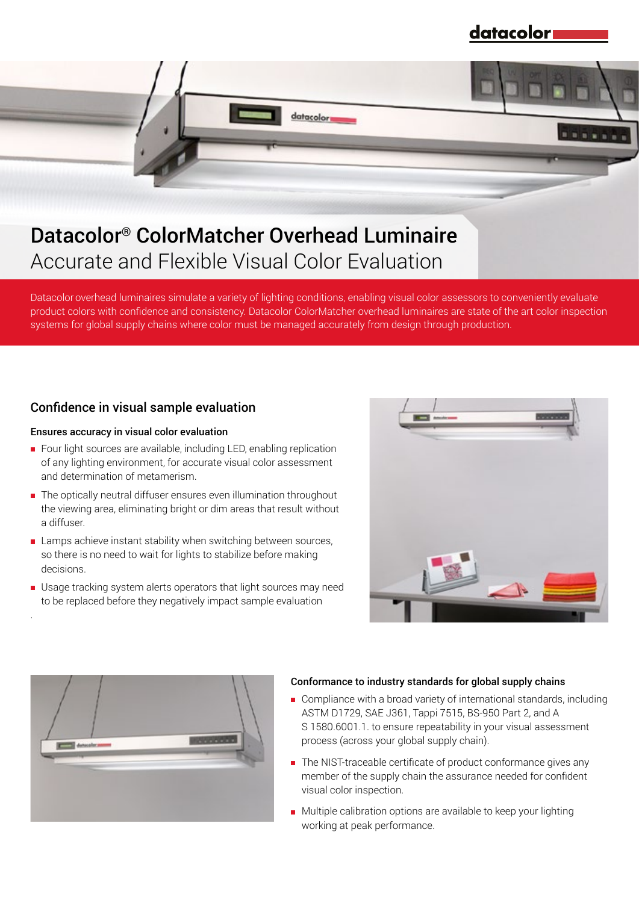# Datacolor® ColorMatcher Overhead Luminaire

## Accurate and Flexible Visual Color Evaluation

Datacolor overhead luminaires simulate a variety of lighting conditions, enabling visual color assessors to conveniently evaluate product colors with confidence and consistency. Datacolor ColorMatcher overhead luminaires are state of the art color inspection systems for global supply chains where color must be managed accurately from design through production.

## Confidence in visual sample evaluation

### Ensures accuracy in visual color evaluation

- Four light sources are available, including LED, enabling replication of any lighting environment, for accurate visual color assessment and determination of metamerism.
- The optically neutral diffuser ensures even illumination throughout the viewing area, eliminating bright or dim areas that result without a diffuser.
- Lamps achieve instant stability when switching between sources, so there is no need to wait for lights to stabilize before making decisions.
- Usage tracking system alerts operators that light sources may need to be replaced before they negatively impact sample evaluation

### Conformance to industry standards for global supply chains

- Compliance with a broad variety of international standards, including ASTM D1729, SAE J361, Tappi 7515, BS-950 Part 2, and A S 1580.6001.1. to ensure repeatability in your visual assessment process (across your global supply chain).
- The NIST-traceable certificate of product conformance gives any member of the supply chain the assurance needed for confident visual color inspection.
- Multiple calibration options are available to keep your lighting working at peak performance.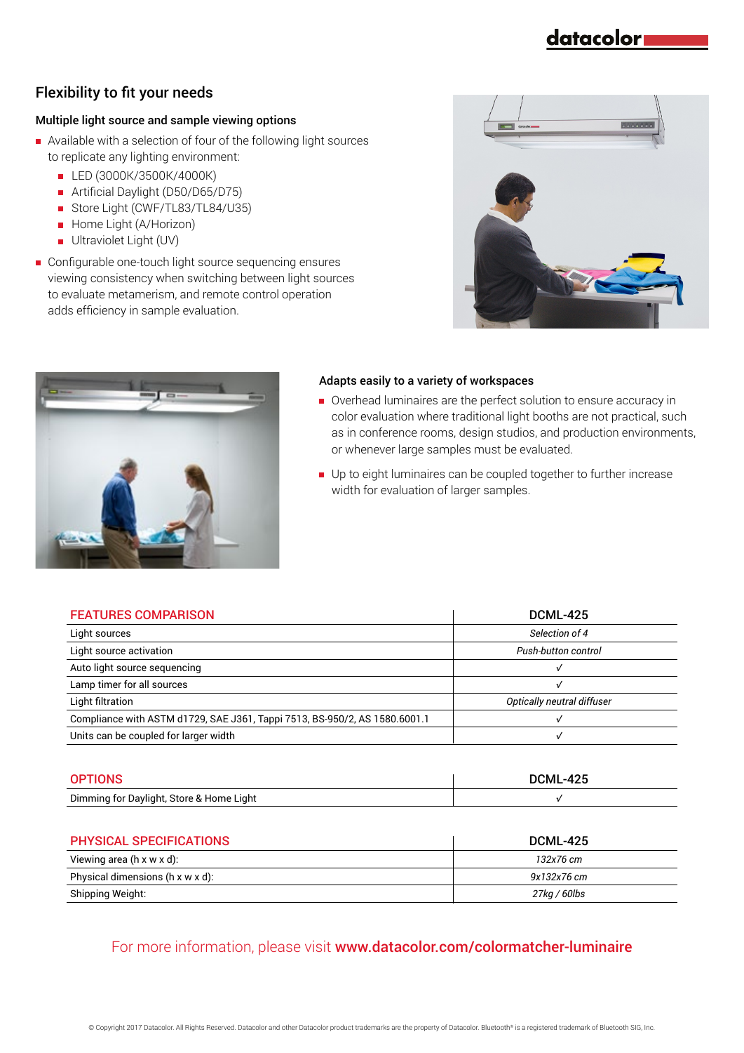## Flexibility to fit your needs

### Multiple light source and sample viewing options

- Available with a selection of four of the following light sources to replicate any lighting environment:
  - LED (3000K/3500K/4000K)
  - Artificial Daylight (D50/D65/D75)
  - Store Light (CWF/TL83/TL84/U35)
  - Home Light (A/Horizon)
  - Ultraviolet Light (UV)
- Configurable one-touch light source sequencing ensures viewing consistency when switching between light sources to evaluate metamerism, and remote control operation adds efficiency in sample evaluation.

### Adapts easily to a variety of workspaces

- Overhead luminaires are the perfect solution to ensure accuracy in color evaluation where traditional light booths are not practical, such as in conference rooms, design studios, and production environments, or whenever large samples must be evaluated.
- Up to eight luminaires can be coupled together to further increase width for evaluation of larger samples.

| FEATURES COMPARISON | DCML-425 |
|---|---|
| Light sources | *Selection of 4* |
| Light source activation | *Push-button control* |
| Auto light source sequencing | √ |
| Lamp timer for all sources | √ |
| Light filtration | *Optically neutral diffuser* |
| Compliance with ASTM d1729, SAE J361, Tappi 7513, BS-950/2, AS 1580.6001.1 | √ |
| Units can be coupled for larger width | √ |

| OPTIONS | DCML-425 |
|---|---|
| Dimming for Daylight, Store & Home Light | √ |

| PHYSICAL SPECIFICATIONS | DCML-425 |
|---|---|
| Viewing area (h x w x d): | *132x76 cm* |
| Physical dimensions (h x w x d): | *9x132x76 cm* |
| Shipping Weight: | *27kg / 60lbs* |

For more information, please visit **www.datacolor.com/colormatcher-luminaire**

© Copyright 2017 Datacolor. All Rights Reserved. Datacolor and other Datacolor product trademarks are the property of Datacolor. Bluetooth® is a registered trademark of Bluetooth SIG, Inc.